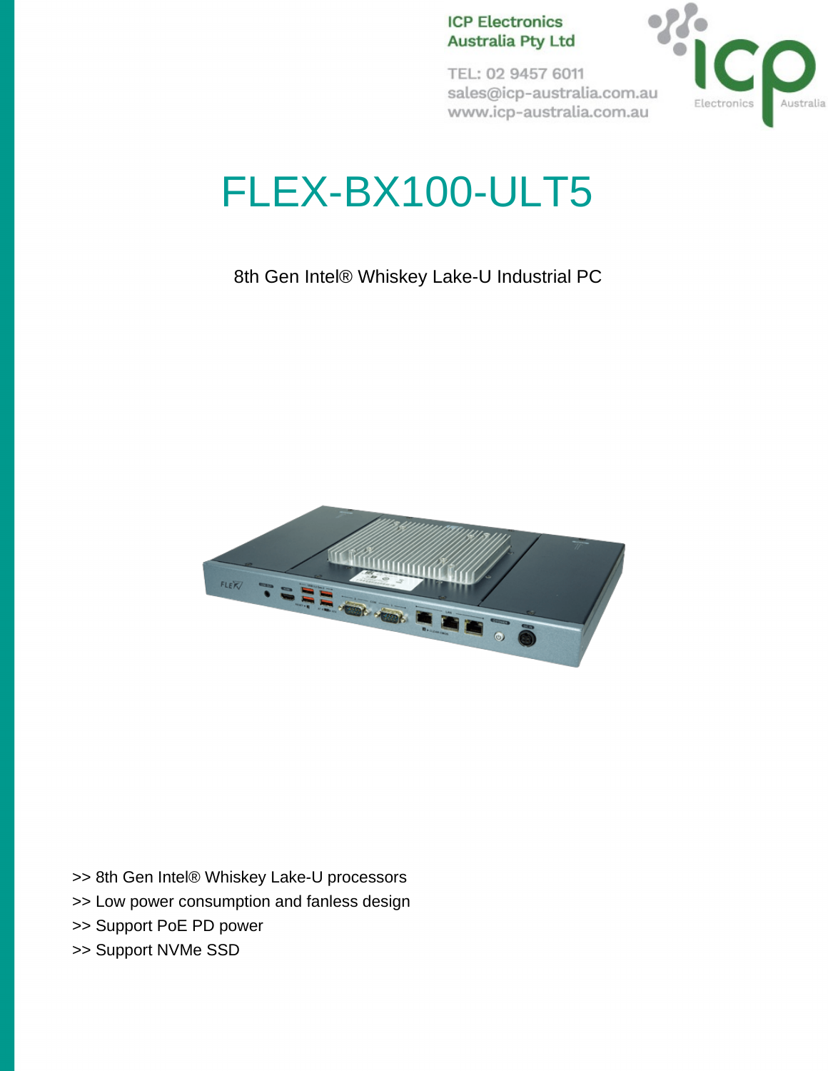ICP Electronics Australia Pty Ltd

TEL: 02 9457 6011
sales@icp-australia.com.au
www.icp-australia.com.au

# FLEX-BX100-ULT5

8th Gen Intel® Whiskey Lake-U Industrial PC

>> 8th Gen Intel® Whiskey Lake-U processors
>> Low power consumption and fanless design
>> Support PoE PD power
>> Support NVMe SSD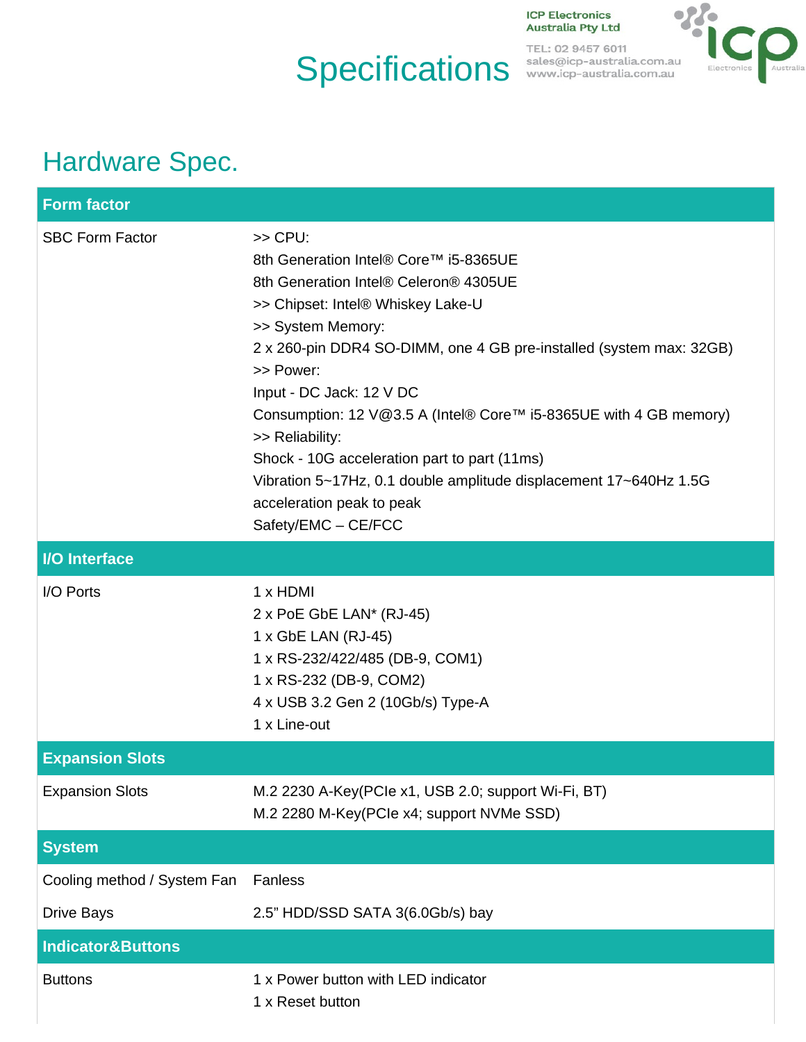# Specifications

## Hardware Spec.

| Form factor | |
|---|---|
| SBC Form Factor | >> CPU:<br>8th Generation Intel® Core™ i5-8365UE<br>8th Generation Intel® Celeron® 4305UE<br>>> Chipset: Intel® Whiskey Lake-U<br>>> System Memory:<br>2 x 260-pin DDR4 SO-DIMM, one 4 GB pre-installed (system max: 32GB)<br>>> Power:<br>Input - DC Jack: 12 V DC<br>Consumption: 12 V@3.5 A (Intel® Core™ i5-8365UE with 4 GB memory)<br>>> Reliability:<br>Shock - 10G acceleration part to part (11ms)<br>Vibration 5~17Hz, 0.1 double amplitude displacement 17~640Hz 1.5G acceleration peak to peak<br>Safety/EMC – CE/FCC |
| **I/O Interface** | |
| I/O Ports | 1 x HDMI<br>2 x PoE GbE LAN* (RJ-45)<br>1 x GbE LAN (RJ-45)<br>1 x RS-232/422/485 (DB-9, COM1)<br>1 x RS-232 (DB-9, COM2)<br>4 x USB 3.2 Gen 2 (10Gb/s) Type-A<br>1 x Line-out |
| **Expansion Slots** | |
| Expansion Slots | M.2 2230 A-Key(PCIe x1, USB 2.0; support Wi-Fi, BT)<br>M.2 2280 M-Key(PCIe x4; support NVMe SSD) |
| **System** | |
| Cooling method / System Fan | Fanless |
| Drive Bays | 2.5" HDD/SSD SATA 3(6.0Gb/s) bay |
| **Indicator&Buttons** | |
| Buttons | 1 x Power button with LED indicator<br>1 x Reset button |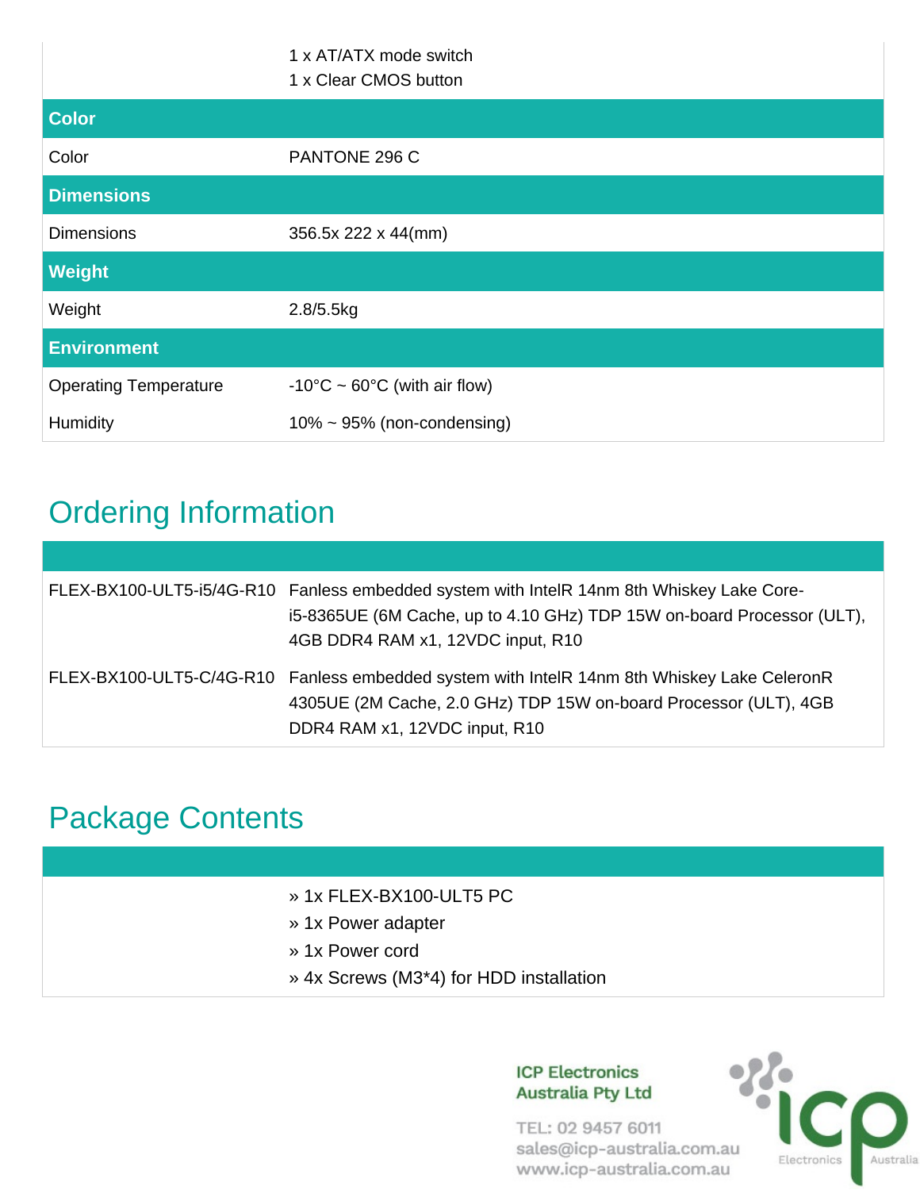| | |
|---|---|
| | 1 x AT/ATX mode switch<br>1 x Clear CMOS button |
| **Color** | |
| Color | PANTONE 296 C |
| **Dimensions** | |
| Dimensions | 356.5x 222 x 44(mm) |
| **Weight** | |
| Weight | 2.8/5.5kg |
| **Environment** | |
| Operating Temperature | -10°C ~ 60°C (with air flow) |
| Humidity | 10% ~ 95% (non-condensing) |

## Ordering Information

| | |
|---|---|
| FLEX-BX100-ULT5-i5/4G-R10 | Fanless embedded system with IntelR 14nm 8th Whiskey Lake Core-i5-8365UE (6M Cache, up to 4.10 GHz) TDP 15W on-board Processor (ULT), 4GB DDR4 RAM x1, 12VDC input, R10 |
| FLEX-BX100-ULT5-C/4G-R10 | Fanless embedded system with IntelR 14nm 8th Whiskey Lake CeleronR 4305UE (2M Cache, 2.0 GHz) TDP 15W on-board Processor (ULT), 4GB DDR4 RAM x1, 12VDC input, R10 |

## Package Contents

» 1x FLEX-BX100-ULT5 PC
» 1x Power adapter
» 1x Power cord
» 4x Screws (M3*4) for HDD installation

ICP Electronics Australia Pty Ltd

TEL: 02 9457 6011
sales@icp-australia.com.au
www.icp-australia.com.au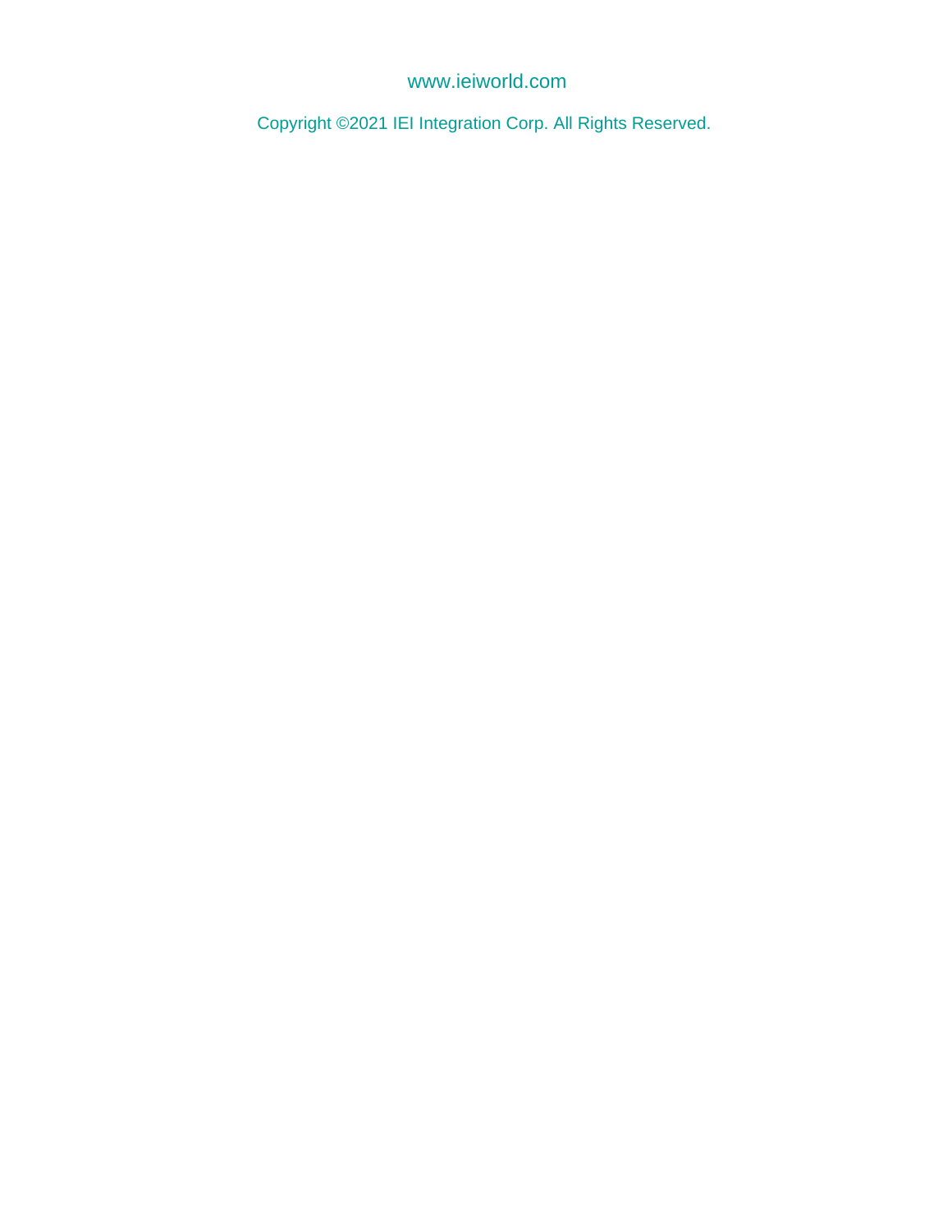www.ieiworld.com

Copyright ©2021 IEI Integration Corp. All Rights Reserved.